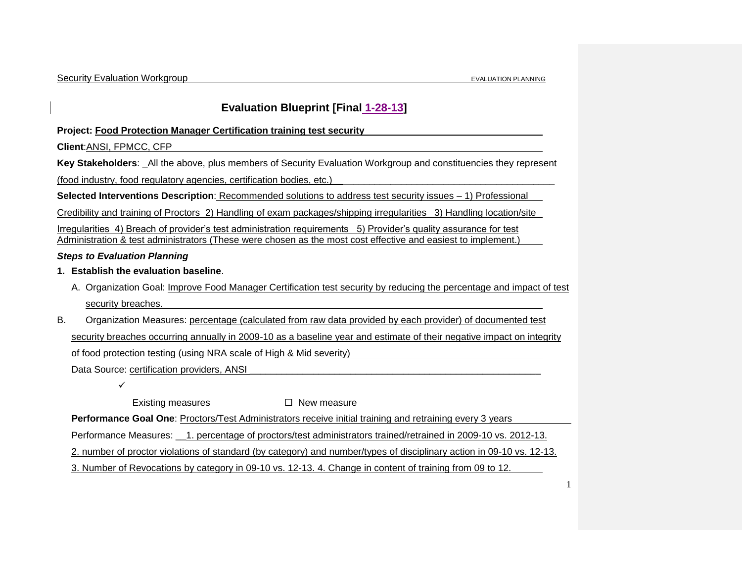# Evaluation Blueprint [Final 1-28-13]

**Project: Food Protection Manager Certification training test security**

**Client**: ANSI, FPMCC, CFP

**Key Stakeholders**: All the above, plus members of Security Evaluation Workgroup and constituencies they represent (food industry, food regulatory agencies, certification bodies, etc.)

**Selected Interventions Description**: Recommended solutions to address test security issues – 1) Professional Credibility and training of Proctors 2) Handling of exam packages/shipping irregularities 3) Handling location/site Irregularities 4) Breach of provider's test administration requirements 5) Provider's quality assurance for test Administration & test administrators (These were chosen as the most cost effective and easiest to implement.)

***Steps to Evaluation Planning***

1. **Establish the evaluation baseline**.
   - A. Organization Goal: Improve Food Manager Certification test security by reducing the percentage and impact of test security breaches.

B. Organization Measures: percentage (calculated from raw data provided by each provider) of documented test security breaches occurring annually in 2009-10 as a baseline year and estimate of their negative impact on integrity of food protection testing (using NRA scale of High & Mid severity)

Data Source: certification providers, ANSI

✓ Existing measures ☐ New measure

**Performance Goal One**: Proctors/Test Administrators receive initial training and retraining every 3 years

Performance Measures: 1. percentage of proctors/test administrators trained/retrained in 2009-10 vs. 2012-13. 2. number of proctor violations of standard (by category) and number/types of disciplinary action in 09-10 vs. 12-13. 3. Number of Revocations by category in 09-10 vs. 12-13. 4. Change in content of training from 09 to 12.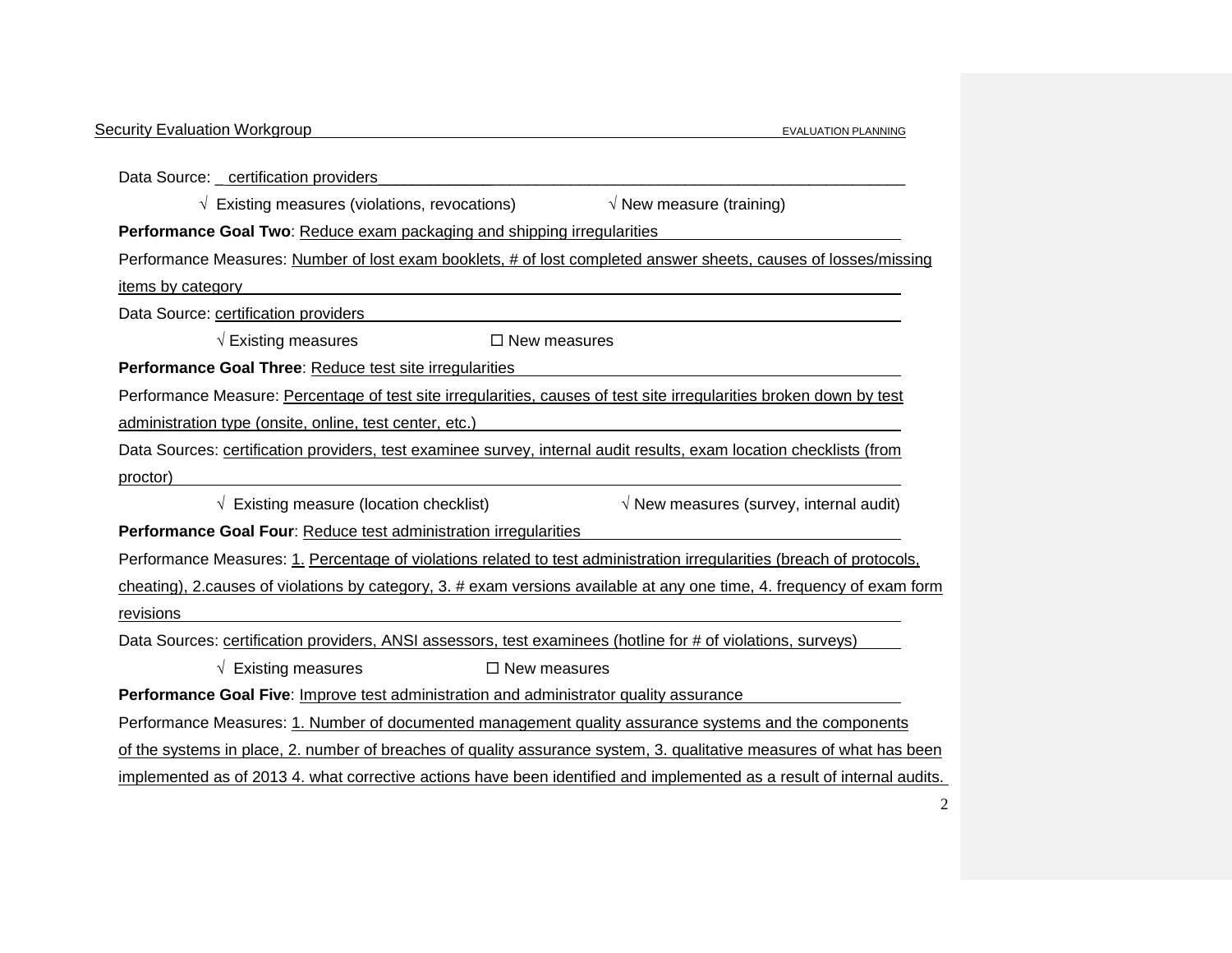Data Source: _ certification providers

√ Existing measures (violations, revocations) √ New measure (training)

**Performance Goal Two**: Reduce exam packaging and shipping irregularities

Performance Measures: Number of lost exam booklets, # of lost completed answer sheets, causes of losses/missing items by category

Data Source: certification providers

√ Existing measures ☐ New measures

**Performance Goal Three**: Reduce test site irregularities

Performance Measure: Percentage of test site irregularities, causes of test site irregularities broken down by test administration type (onsite, online, test center, etc.)

Data Sources: certification providers, test examinee survey, internal audit results, exam location checklists (from proctor)

√ Existing measure (location checklist) √ New measures (survey, internal audit)

**Performance Goal Four**: Reduce test administration irregularities

Performance Measures: 1. Percentage of violations related to test administration irregularities (breach of protocols, cheating), 2.causes of violations by category, 3. # exam versions available at any one time, 4. frequency of exam form revisions

Data Sources: certification providers, ANSI assessors, test examinees (hotline for # of violations, surveys)

√ Existing measures ☐ New measures

**Performance Goal Five**: Improve test administration and administrator quality assurance

Performance Measures: 1. Number of documented management quality assurance systems and the components of the systems in place, 2. number of breaches of quality assurance system, 3. qualitative measures of what has been implemented as of 2013 4. what corrective actions have been identified and implemented as a result of internal audits.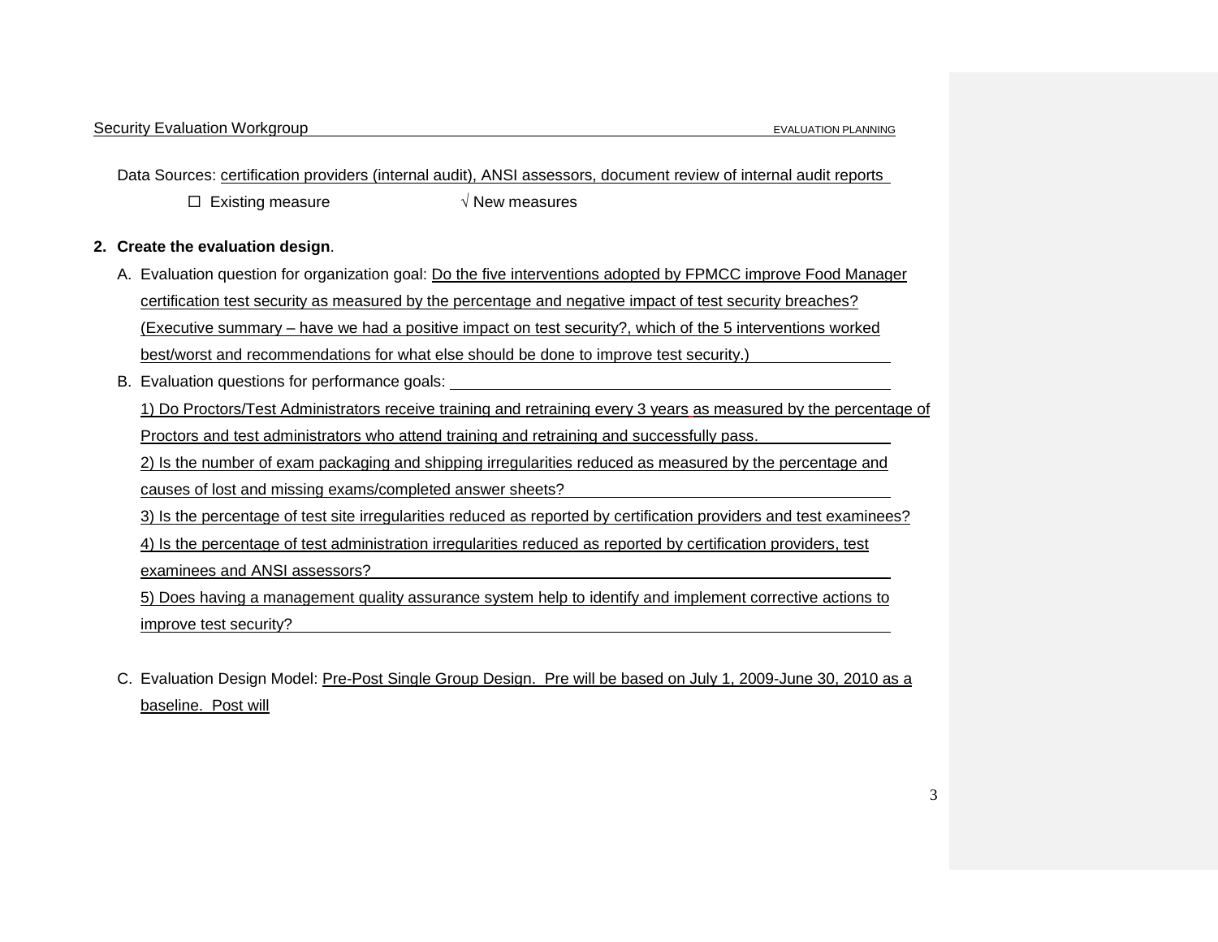Data Sources: certification providers (internal audit), ANSI assessors, document review of internal audit reports

☐ Existing measure √ New measures

**2. Create the evaluation design**.

A. Evaluation question for organization goal: Do the five interventions adopted by FPMCC improve Food Manager certification test security as measured by the percentage and negative impact of test security breaches? (Executive summary – have we had a positive impact on test security?, which of the 5 interventions worked best/worst and recommendations for what else should be done to improve test security.)

B. Evaluation questions for performance goals:

1) Do Proctors/Test Administrators receive training and retraining every 3 years as measured by the percentage of Proctors and test administrators who attend training and retraining and successfully pass.

2) Is the number of exam packaging and shipping irregularities reduced as measured by the percentage and causes of lost and missing exams/completed answer sheets?

3) Is the percentage of test site irregularities reduced as reported by certification providers and test examinees?

4) Is the percentage of test administration irregularities reduced as reported by certification providers, test examinees and ANSI assessors?

5) Does having a management quality assurance system help to identify and implement corrective actions to improve test security?

C. Evaluation Design Model: Pre-Post Single Group Design. Pre will be based on July 1, 2009-June 30, 2010 as a baseline. Post will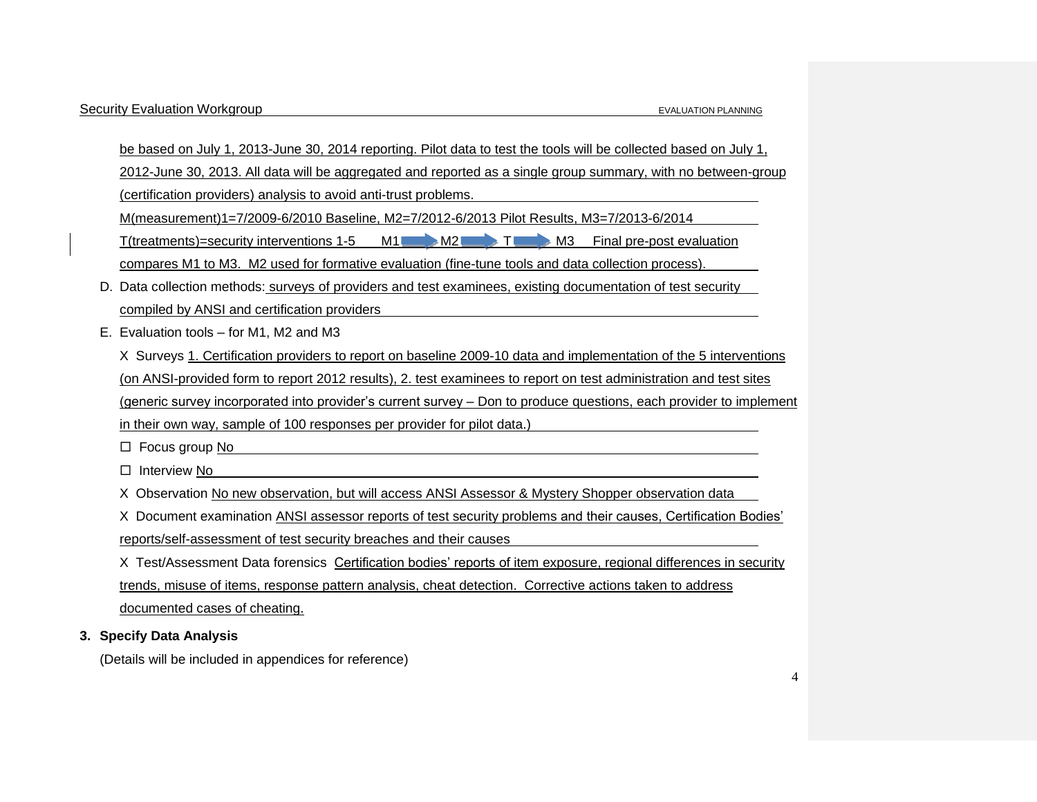be based on July 1, 2013-June 30, 2014 reporting. Pilot data to test the tools will be collected based on July 1, 2012-June 30, 2013. All data will be aggregated and reported as a single group summary, with no between-group (certification providers) analysis to avoid anti-trust problems.

M(measurement)1=7/2009-6/2010 Baseline, M2=7/2012-6/2013 Pilot Results, M3=7/2013-6/2014

T(treatments)=security interventions 1-5 M1 → M2 → T → M3 Final pre-post evaluation compares M1 to M3. M2 used for formative evaluation (fine-tune tools and data collection process).

D. Data collection methods: surveys of providers and test examinees, existing documentation of test security compiled by ANSI and certification providers

E. Evaluation tools – for M1, M2 and M3

X Surveys 1. Certification providers to report on baseline 2009-10 data and implementation of the 5 interventions (on ANSI-provided form to report 2012 results), 2. test examinees to report on test administration and test sites (generic survey incorporated into provider's current survey – Don to produce questions, each provider to implement in their own way, sample of 100 responses per provider for pilot data.)

☐ Focus group No

☐ Interview No

X Observation No new observation, but will access ANSI Assessor & Mystery Shopper observation data

X Document examination ANSI assessor reports of test security problems and their causes, Certification Bodies' reports/self-assessment of test security breaches and their causes

X Test/Assessment Data forensics Certification bodies' reports of item exposure, regional differences in security trends, misuse of items, response pattern analysis, cheat detection. Corrective actions taken to address documented cases of cheating.

**3. Specify Data Analysis**

(Details will be included in appendices for reference)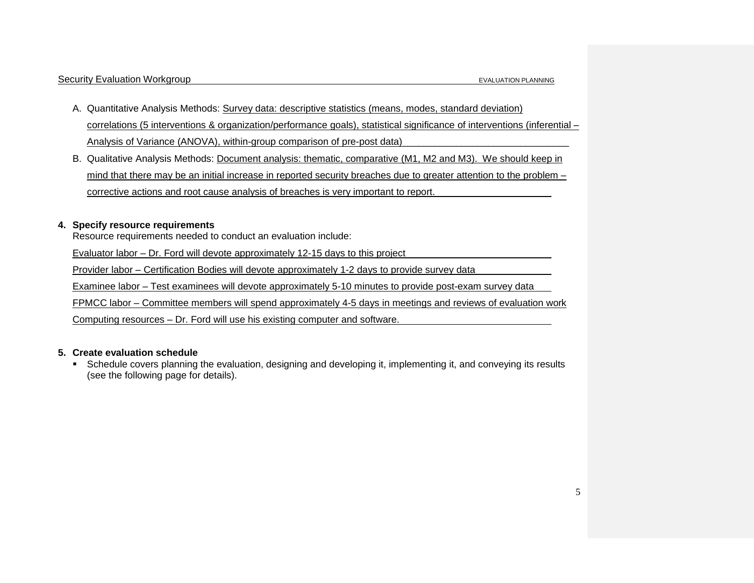A. Quantitative Analysis Methods: Survey data: descriptive statistics (means, modes, standard deviation) correlations (5 interventions & organization/performance goals), statistical significance of interventions (inferential – Analysis of Variance (ANOVA), within-group comparison of pre-post data)

B. Qualitative Analysis Methods: Document analysis: thematic, comparative (M1, M2 and M3). We should keep in mind that there may be an initial increase in reported security breaches due to greater attention to the problem – corrective actions and root cause analysis of breaches is very important to report.

**4. Specify resource requirements**

Resource requirements needed to conduct an evaluation include:

Evaluator labor – Dr. Ford will devote approximately 12-15 days to this project

Provider labor – Certification Bodies will devote approximately 1-2 days to provide survey data

Examinee labor – Test examinees will devote approximately 5-10 minutes to provide post-exam survey data

FPMCC labor – Committee members will spend approximately 4-5 days in meetings and reviews of evaluation work

Computing resources – Dr. Ford will use his existing computer and software.

**5. Create evaluation schedule**

- Schedule covers planning the evaluation, designing and developing it, implementing it, and conveying its results (see the following page for details).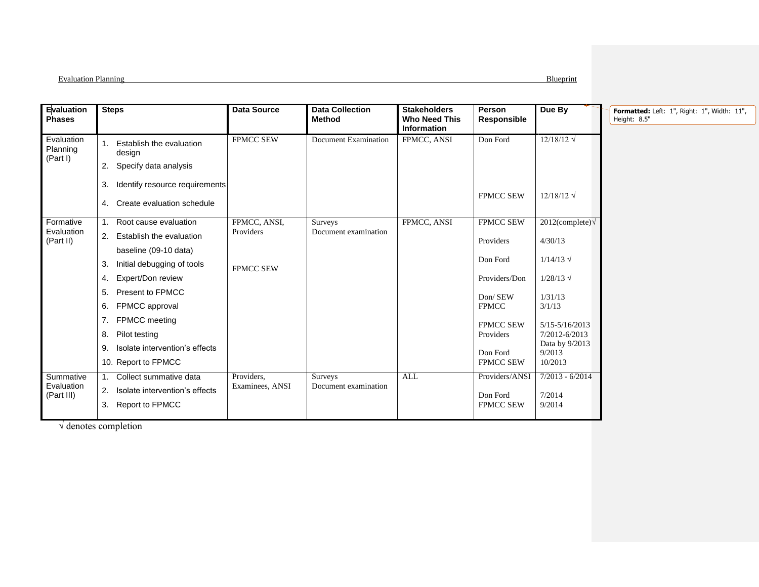| Evaluation Phases | Steps | Data Source | Data Collection Method | Stakeholders Who Need This Information | Person Responsible | Due By |
|---|---|---|---|---|---|---|
| Evaluation Planning (Part I) | 1. Establish the evaluation design<br>2. Specify data analysis<br>3. Identify resource requirements<br>4. Create evaluation schedule | FPMCC SEW | Document Examination | FPMCC, ANSI | Don Ford<br><br>FPMCC SEW | 12/18/12 √<br><br>12/18/12 √ |
| Formative Evaluation (Part II) | 1. Root cause evaluation<br>2. Establish the evaluation baseline (09-10 data)<br>3. Initial debugging of tools<br>4. Expert/Don review<br>5. Present to FPMCC<br>6. FPMCC approval<br>7. FPMCC meeting<br>8. Pilot testing<br>9. Isolate intervention's effects<br>10. Report to FPMCC | FPMCC, ANSI, Providers<br><br>FPMCC SEW | Surveys<br>Document examination | FPMCC, ANSI | FPMCC SEW<br>Providers<br>Don Ford<br>Providers/Don<br>Don/ SEW<br>FPMCC<br>FPMCC SEW<br>Providers<br>Don Ford<br>FPMCC SEW | 2012(complete)√<br>4/30/13<br>1/14/13 √<br>1/28/13 √<br>1/31/13<br>3/1/13<br>5/15-5/16/2013<br>7/2012-6/2013<br>Data by 9/2013<br>9/2013<br>10/2013 |
| Summative Evaluation (Part III) | 1. Collect summative data<br>2. Isolate intervention's effects<br>3. Report to FPMCC | Providers, Examinees, ANSI | Surveys<br>Document examination | ALL | Providers/ANSI<br>Don Ford<br>FPMCC SEW | 7/2013 - 6/2014<br>7/2014<br>9/2014 |

√ denotes completion